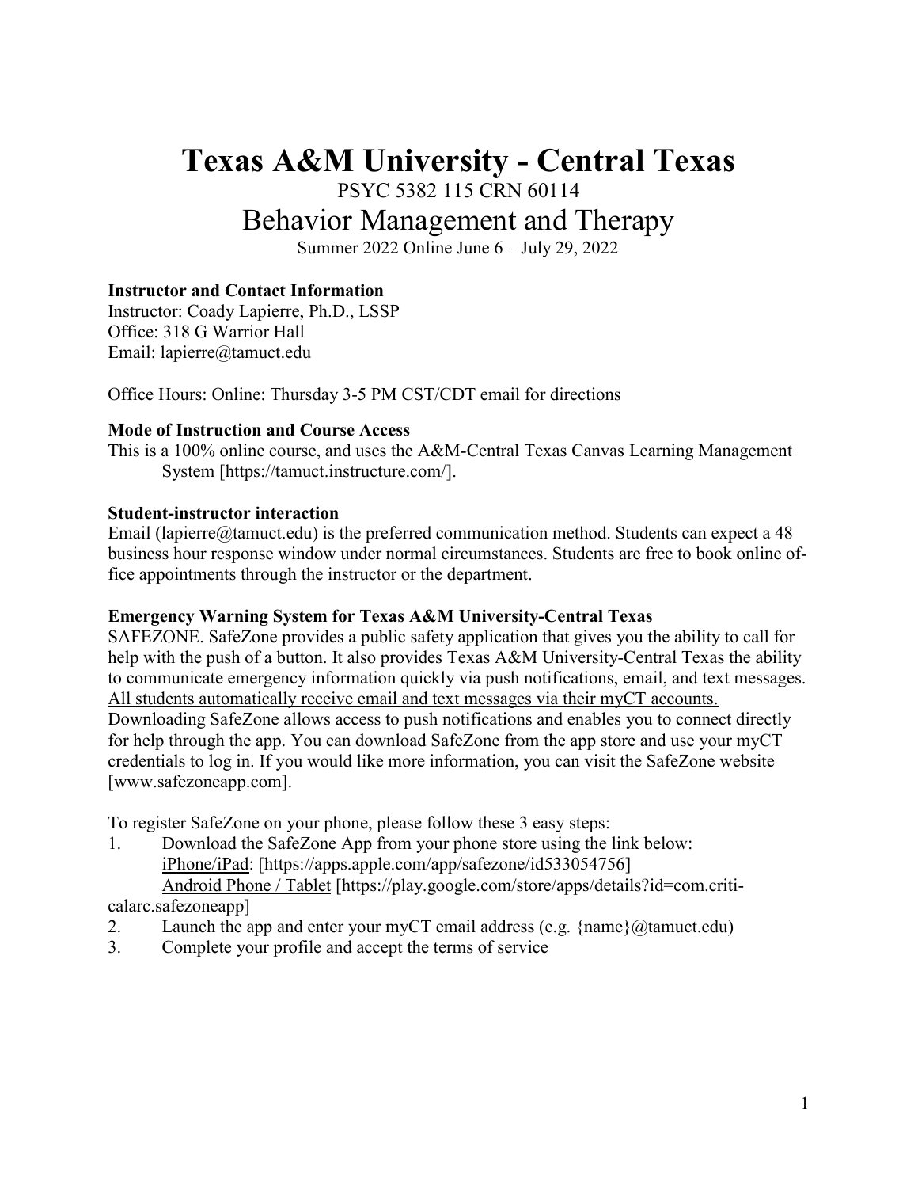# Texas A&M University - Central Texas

PSYC 5382 115 CRN 60114

## Behavior Management and Therapy

Summer 2022 Online June 6 – July 29, 2022

**Instructor and Contact Information**

Instructor: Coady Lapierre, Ph.D., LSSP
Office: 318 G Warrior Hall
Email: lapierre@tamuct.edu

Office Hours: Online: Thursday 3-5 PM CST/CDT email for directions

**Mode of Instruction and Course Access**

This is a 100% online course, and uses the A&M-Central Texas Canvas Learning Management System [https://tamuct.instructure.com/].

**Student-instructor interaction**

Email (lapierre@tamuct.edu) is the preferred communication method. Students can expect a 48 business hour response window under normal circumstances. Students are free to book online office appointments through the instructor or the department.

**Emergency Warning System for Texas A&M University-Central Texas**

SAFEZONE. SafeZone provides a public safety application that gives you the ability to call for help with the push of a button. It also provides Texas A&M University-Central Texas the ability to communicate emergency information quickly via push notifications, email, and text messages. All students automatically receive email and text messages via their myCT accounts.

Downloading SafeZone allows access to push notifications and enables you to connect directly for help through the app. You can download SafeZone from the app store and use your myCT credentials to log in. If you would like more information, you can visit the SafeZone website [www.safezoneapp.com].

To register SafeZone on your phone, please follow these 3 easy steps:

1. Download the SafeZone App from your phone store using the link below:
   iPhone/iPad: [https://apps.apple.com/app/safezone/id533054756]
   Android Phone / Tablet [https://play.google.com/store/apps/details?id=com.criticalarc.safezoneapp]
2. Launch the app and enter your myCT email address (e.g. {name}@tamuct.edu)
3. Complete your profile and accept the terms of service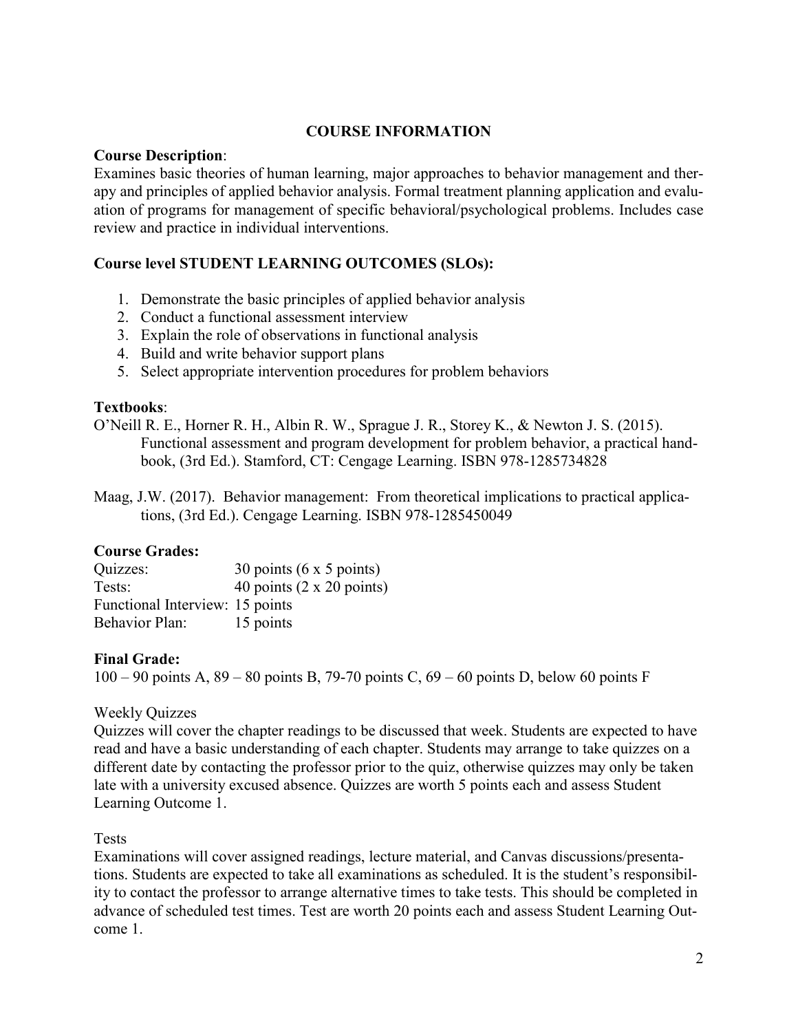## COURSE INFORMATION

**Course Description**:
Examines basic theories of human learning, major approaches to behavior management and therapy and principles of applied behavior analysis. Formal treatment planning application and evaluation of programs for management of specific behavioral/psychological problems. Includes case review and practice in individual interventions.

**Course level STUDENT LEARNING OUTCOMES (SLOs):**

1. Demonstrate the basic principles of applied behavior analysis
2. Conduct a functional assessment interview
3. Explain the role of observations in functional analysis
4. Build and write behavior support plans
5. Select appropriate intervention procedures for problem behaviors

**Textbooks**:

O'Neill R. E., Horner R. H., Albin R. W., Sprague J. R., Storey K., & Newton J. S. (2015). Functional assessment and program development for problem behavior, a practical handbook, (3rd Ed.). Stamford, CT: Cengage Learning. ISBN 978-1285734828

Maag, J.W. (2017). Behavior management: From theoretical implications to practical applications, (3rd Ed.). Cengage Learning. ISBN 978-1285450049

**Course Grades:**

Quizzes: 30 points (6 x 5 points)
Tests: 40 points (2 x 20 points)
Functional Interview: 15 points
Behavior Plan: 15 points

**Final Grade:**

100 – 90 points A, 89 – 80 points B, 79-70 points C, 69 – 60 points D, below 60 points F

Weekly Quizzes

Quizzes will cover the chapter readings to be discussed that week. Students are expected to have read and have a basic understanding of each chapter. Students may arrange to take quizzes on a different date by contacting the professor prior to the quiz, otherwise quizzes may only be taken late with a university excused absence. Quizzes are worth 5 points each and assess Student Learning Outcome 1.

Tests

Examinations will cover assigned readings, lecture material, and Canvas discussions/presentations. Students are expected to take all examinations as scheduled. It is the student's responsibility to contact the professor to arrange alternative times to take tests. This should be completed in advance of scheduled test times. Test are worth 20 points each and assess Student Learning Outcome 1.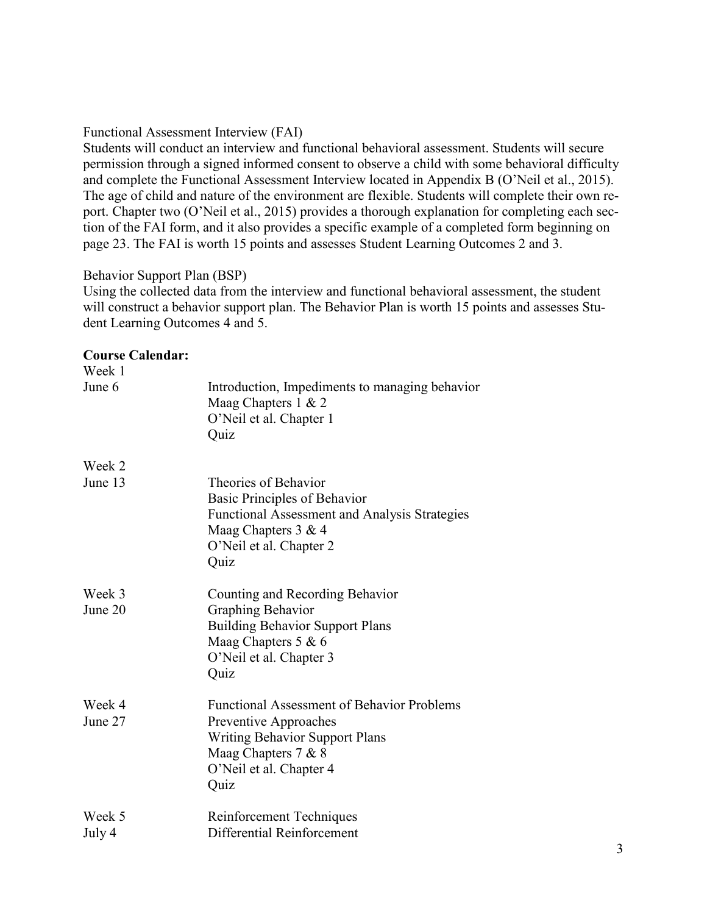Functional Assessment Interview (FAI)

Students will conduct an interview and functional behavioral assessment. Students will secure permission through a signed informed consent to observe a child with some behavioral difficulty and complete the Functional Assessment Interview located in Appendix B (O'Neil et al., 2015). The age of child and nature of the environment are flexible. Students will complete their own report. Chapter two (O'Neil et al., 2015) provides a thorough explanation for completing each section of the FAI form, and it also provides a specific example of a completed form beginning on page 23. The FAI is worth 15 points and assesses Student Learning Outcomes 2 and 3.

Behavior Support Plan (BSP)

Using the collected data from the interview and functional behavioral assessment, the student will construct a behavior support plan. The Behavior Plan is worth 15 points and assesses Student Learning Outcomes 4 and 5.

**Course Calendar:**

| Week | Topics and Readings |
|---|---|
| Week 1<br>June 6 | Introduction, Impediments to managing behavior<br>Maag Chapters 1 & 2<br>O'Neil et al. Chapter 1<br>Quiz |
| Week 2<br>June 13 | Theories of Behavior<br>Basic Principles of Behavior<br>Functional Assessment and Analysis Strategies<br>Maag Chapters 3 & 4<br>O'Neil et al. Chapter 2<br>Quiz |
| Week 3<br>June 20 | Counting and Recording Behavior<br>Graphing Behavior<br>Building Behavior Support Plans<br>Maag Chapters 5 & 6<br>O'Neil et al. Chapter 3<br>Quiz |
| Week 4<br>June 27 | Functional Assessment of Behavior Problems<br>Preventive Approaches<br>Writing Behavior Support Plans<br>Maag Chapters 7 & 8<br>O'Neil et al. Chapter 4<br>Quiz |
| Week 5<br>July 4 | Reinforcement Techniques<br>Differential Reinforcement |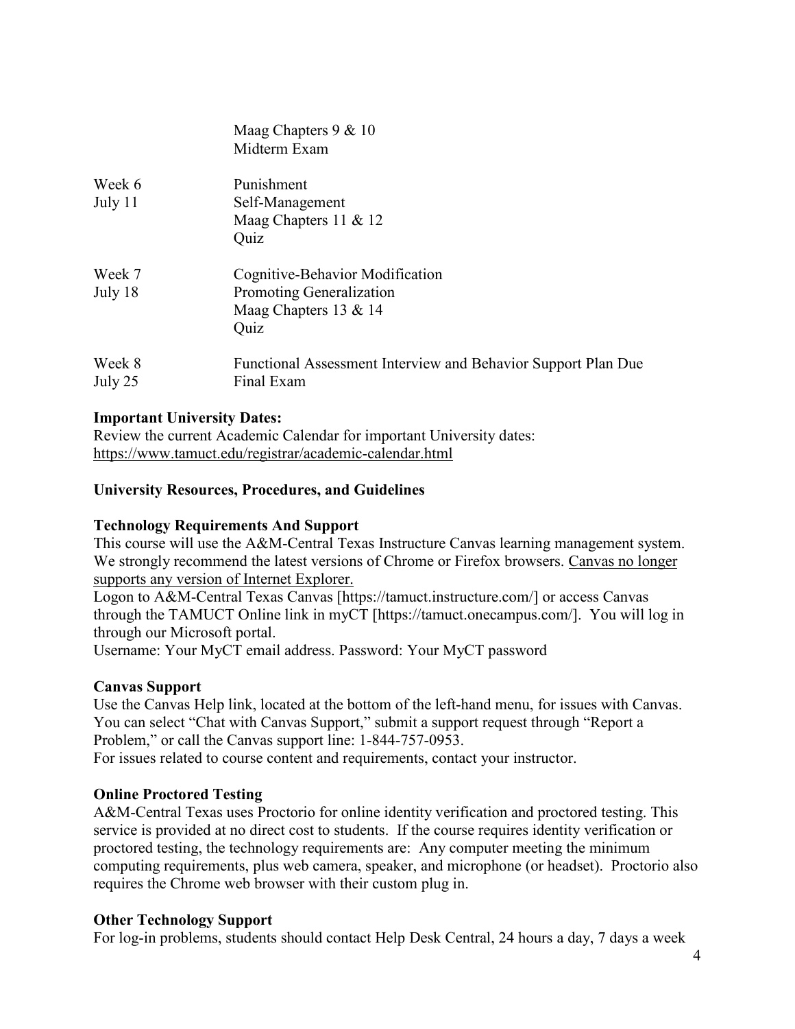| | |
|---|---|
| | Maag Chapters 9 & 10<br>Midterm Exam |
| Week 6<br>July 11 | Punishment<br>Self-Management<br>Maag Chapters 11 & 12<br>Quiz |
| Week 7<br>July 18 | Cognitive-Behavior Modification<br>Promoting Generalization<br>Maag Chapters 13 & 14<br>Quiz |
| Week 8<br>July 25 | Functional Assessment Interview and Behavior Support Plan Due<br>Final Exam |

**Important University Dates:**
Review the current Academic Calendar for important University dates: https://www.tamuct.edu/registrar/academic-calendar.html

**University Resources, Procedures, and Guidelines**

**Technology Requirements And Support**
This course will use the A&M-Central Texas Instructure Canvas learning management system. We strongly recommend the latest versions of Chrome or Firefox browsers. Canvas no longer supports any version of Internet Explorer.
Logon to A&M-Central Texas Canvas [https://tamuct.instructure.com/] or access Canvas through the TAMUCT Online link in myCT [https://tamuct.onecampus.com/]. You will log in through our Microsoft portal.
Username: Your MyCT email address. Password: Your MyCT password

**Canvas Support**
Use the Canvas Help link, located at the bottom of the left-hand menu, for issues with Canvas. You can select "Chat with Canvas Support," submit a support request through "Report a Problem," or call the Canvas support line: 1-844-757-0953.
For issues related to course content and requirements, contact your instructor.

**Online Proctored Testing**
A&M-Central Texas uses Proctorio for online identity verification and proctored testing. This service is provided at no direct cost to students. If the course requires identity verification or proctored testing, the technology requirements are: Any computer meeting the minimum computing requirements, plus web camera, speaker, and microphone (or headset). Proctorio also requires the Chrome web browser with their custom plug in.

**Other Technology Support**
For log-in problems, students should contact Help Desk Central, 24 hours a day, 7 days a week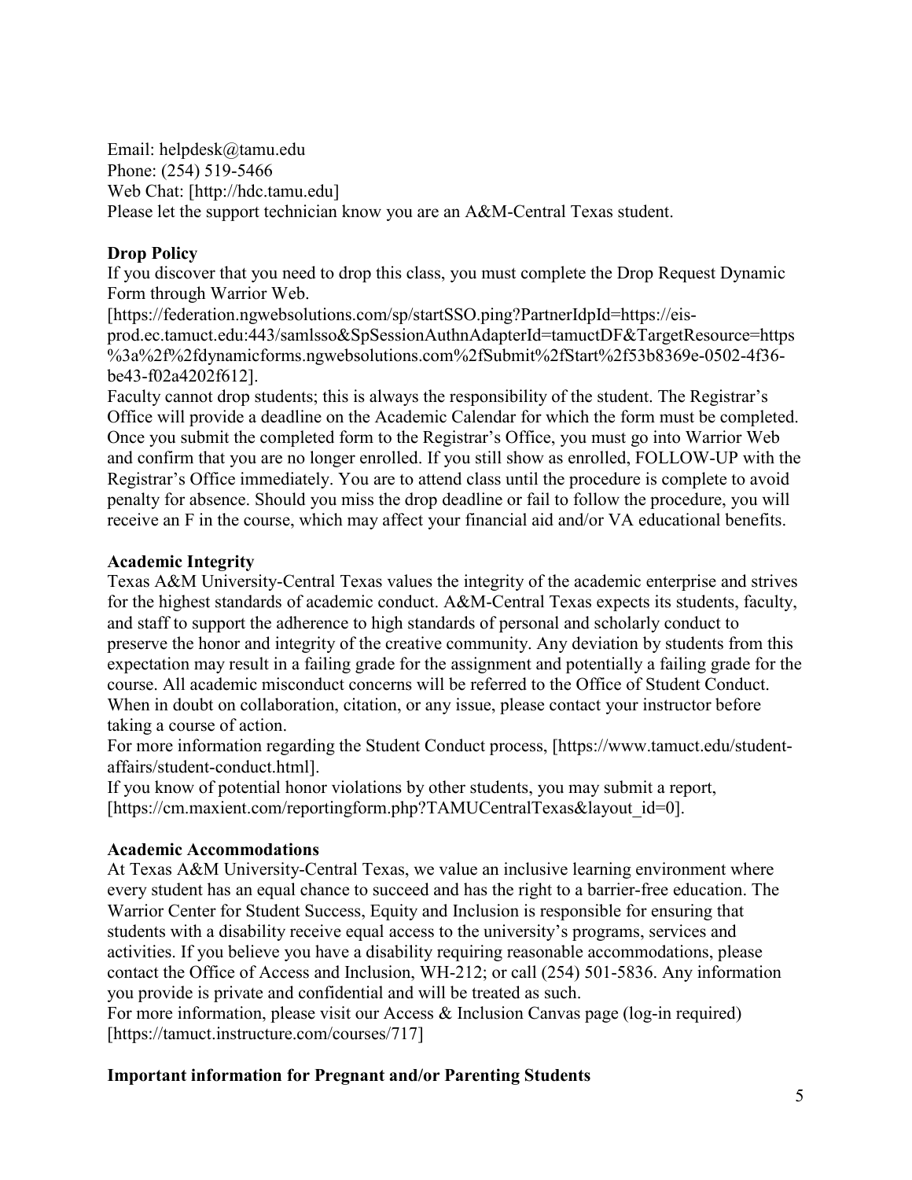Email: helpdesk@tamu.edu
Phone: (254) 519-5466
Web Chat: [http://hdc.tamu.edu]
Please let the support technician know you are an A&M-Central Texas student.

**Drop Policy**

If you discover that you need to drop this class, you must complete the Drop Request Dynamic Form through Warrior Web.
[https://federation.ngwebsolutions.com/sp/startSSO.ping?PartnerIdpId=https://eis-prod.ec.tamuct.edu:443/samlsso&SpSessionAuthnAdapterId=tamuctDF&TargetResource=https%3a%2f%2fdynamicforms.ngwebsolutions.com%2fSubmit%2fStart%2f53b8369e-0502-4f36-be43-f02a4202f612].
Faculty cannot drop students; this is always the responsibility of the student. The Registrar's Office will provide a deadline on the Academic Calendar for which the form must be completed. Once you submit the completed form to the Registrar's Office, you must go into Warrior Web and confirm that you are no longer enrolled. If you still show as enrolled, FOLLOW-UP with the Registrar's Office immediately. You are to attend class until the procedure is complete to avoid penalty for absence. Should you miss the drop deadline or fail to follow the procedure, you will receive an F in the course, which may affect your financial aid and/or VA educational benefits.

**Academic Integrity**

Texas A&M University-Central Texas values the integrity of the academic enterprise and strives for the highest standards of academic conduct. A&M-Central Texas expects its students, faculty, and staff to support the adherence to high standards of personal and scholarly conduct to preserve the honor and integrity of the creative community. Any deviation by students from this expectation may result in a failing grade for the assignment and potentially a failing grade for the course. All academic misconduct concerns will be referred to the Office of Student Conduct. When in doubt on collaboration, citation, or any issue, please contact your instructor before taking a course of action.
For more information regarding the Student Conduct process, [https://www.tamuct.edu/student-affairs/student-conduct.html].
If you know of potential honor violations by other students, you may submit a report, [https://cm.maxient.com/reportingform.php?TAMUCentralTexas&layout_id=0].

**Academic Accommodations**

At Texas A&M University-Central Texas, we value an inclusive learning environment where every student has an equal chance to succeed and has the right to a barrier-free education. The Warrior Center for Student Success, Equity and Inclusion is responsible for ensuring that students with a disability receive equal access to the university's programs, services and activities. If you believe you have a disability requiring reasonable accommodations, please contact the Office of Access and Inclusion, WH-212; or call (254) 501-5836. Any information you provide is private and confidential and will be treated as such.
For more information, please visit our Access & Inclusion Canvas page (log-in required) [https://tamuct.instructure.com/courses/717]

**Important information for Pregnant and/or Parenting Students**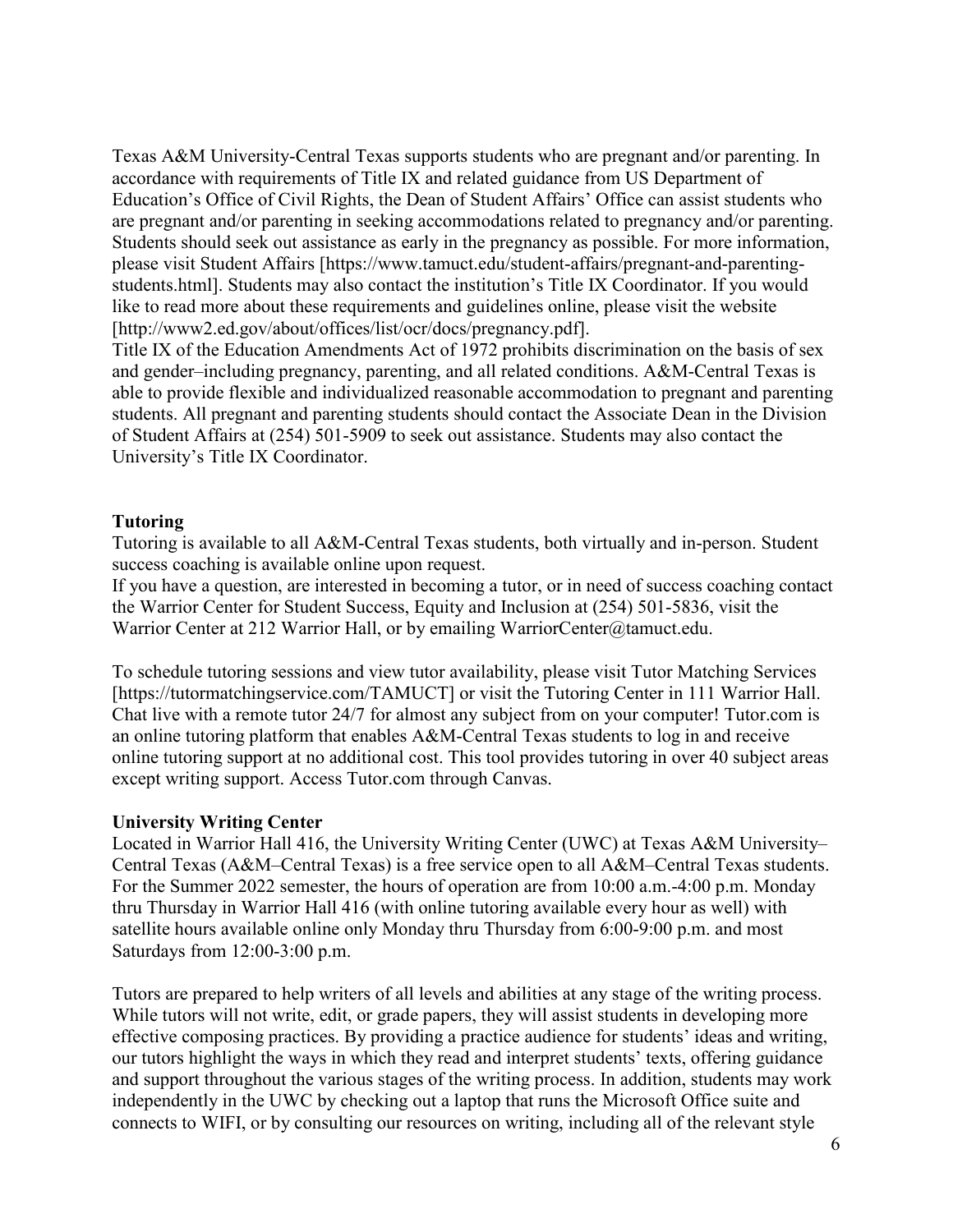Texas A&M University-Central Texas supports students who are pregnant and/or parenting. In accordance with requirements of Title IX and related guidance from US Department of Education's Office of Civil Rights, the Dean of Student Affairs' Office can assist students who are pregnant and/or parenting in seeking accommodations related to pregnancy and/or parenting. Students should seek out assistance as early in the pregnancy as possible. For more information, please visit Student Affairs [https://www.tamuct.edu/student-affairs/pregnant-and-parenting-students.html]. Students may also contact the institution's Title IX Coordinator. If you would like to read more about these requirements and guidelines online, please visit the website [http://www2.ed.gov/about/offices/list/ocr/docs/pregnancy.pdf].

Title IX of the Education Amendments Act of 1972 prohibits discrimination on the basis of sex and gender–including pregnancy, parenting, and all related conditions. A&M-Central Texas is able to provide flexible and individualized reasonable accommodation to pregnant and parenting students. All pregnant and parenting students should contact the Associate Dean in the Division of Student Affairs at (254) 501-5909 to seek out assistance. Students may also contact the University's Title IX Coordinator.

**Tutoring**

Tutoring is available to all A&M-Central Texas students, both virtually and in-person. Student success coaching is available online upon request.

If you have a question, are interested in becoming a tutor, or in need of success coaching contact the Warrior Center for Student Success, Equity and Inclusion at (254) 501-5836, visit the Warrior Center at 212 Warrior Hall, or by emailing WarriorCenter@tamuct.edu.

To schedule tutoring sessions and view tutor availability, please visit Tutor Matching Services [https://tutormatchingservice.com/TAMUCT] or visit the Tutoring Center in 111 Warrior Hall. Chat live with a remote tutor 24/7 for almost any subject from on your computer! Tutor.com is an online tutoring platform that enables A&M-Central Texas students to log in and receive online tutoring support at no additional cost. This tool provides tutoring in over 40 subject areas except writing support. Access Tutor.com through Canvas.

**University Writing Center**

Located in Warrior Hall 416, the University Writing Center (UWC) at Texas A&M University–Central Texas (A&M–Central Texas) is a free service open to all A&M–Central Texas students. For the Summer 2022 semester, the hours of operation are from 10:00 a.m.-4:00 p.m. Monday thru Thursday in Warrior Hall 416 (with online tutoring available every hour as well) with satellite hours available online only Monday thru Thursday from 6:00-9:00 p.m. and most Saturdays from 12:00-3:00 p.m.

Tutors are prepared to help writers of all levels and abilities at any stage of the writing process. While tutors will not write, edit, or grade papers, they will assist students in developing more effective composing practices. By providing a practice audience for students' ideas and writing, our tutors highlight the ways in which they read and interpret students' texts, offering guidance and support throughout the various stages of the writing process. In addition, students may work independently in the UWC by checking out a laptop that runs the Microsoft Office suite and connects to WIFI, or by consulting our resources on writing, including all of the relevant style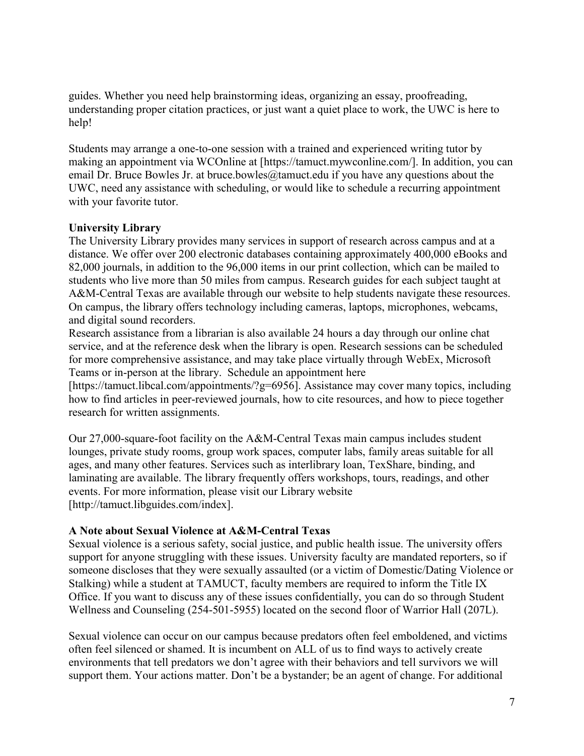guides. Whether you need help brainstorming ideas, organizing an essay, proofreading, understanding proper citation practices, or just want a quiet place to work, the UWC is here to help!

Students may arrange a one-to-one session with a trained and experienced writing tutor by making an appointment via WCOnline at [https://tamuct.mywconline.com/]. In addition, you can email Dr. Bruce Bowles Jr. at bruce.bowles@tamuct.edu if you have any questions about the UWC, need any assistance with scheduling, or would like to schedule a recurring appointment with your favorite tutor.

**University Library**

The University Library provides many services in support of research across campus and at a distance. We offer over 200 electronic databases containing approximately 400,000 eBooks and 82,000 journals, in addition to the 96,000 items in our print collection, which can be mailed to students who live more than 50 miles from campus. Research guides for each subject taught at A&M-Central Texas are available through our website to help students navigate these resources. On campus, the library offers technology including cameras, laptops, microphones, webcams, and digital sound recorders.

Research assistance from a librarian is also available 24 hours a day through our online chat service, and at the reference desk when the library is open. Research sessions can be scheduled for more comprehensive assistance, and may take place virtually through WebEx, Microsoft Teams or in-person at the library. Schedule an appointment here [https://tamuct.libcal.com/appointments/?g=6956]. Assistance may cover many topics, including how to find articles in peer-reviewed journals, how to cite resources, and how to piece together research for written assignments.

Our 27,000-square-foot facility on the A&M-Central Texas main campus includes student lounges, private study rooms, group work spaces, computer labs, family areas suitable for all ages, and many other features. Services such as interlibrary loan, TexShare, binding, and laminating are available. The library frequently offers workshops, tours, readings, and other events. For more information, please visit our Library website [http://tamuct.libguides.com/index].

**A Note about Sexual Violence at A&M-Central Texas**

Sexual violence is a serious safety, social justice, and public health issue. The university offers support for anyone struggling with these issues. University faculty are mandated reporters, so if someone discloses that they were sexually assaulted (or a victim of Domestic/Dating Violence or Stalking) while a student at TAMUCT, faculty members are required to inform the Title IX Office. If you want to discuss any of these issues confidentially, you can do so through Student Wellness and Counseling (254-501-5955) located on the second floor of Warrior Hall (207L).

Sexual violence can occur on our campus because predators often feel emboldened, and victims often feel silenced or shamed. It is incumbent on ALL of us to find ways to actively create environments that tell predators we don't agree with their behaviors and tell survivors we will support them. Your actions matter. Don't be a bystander; be an agent of change. For additional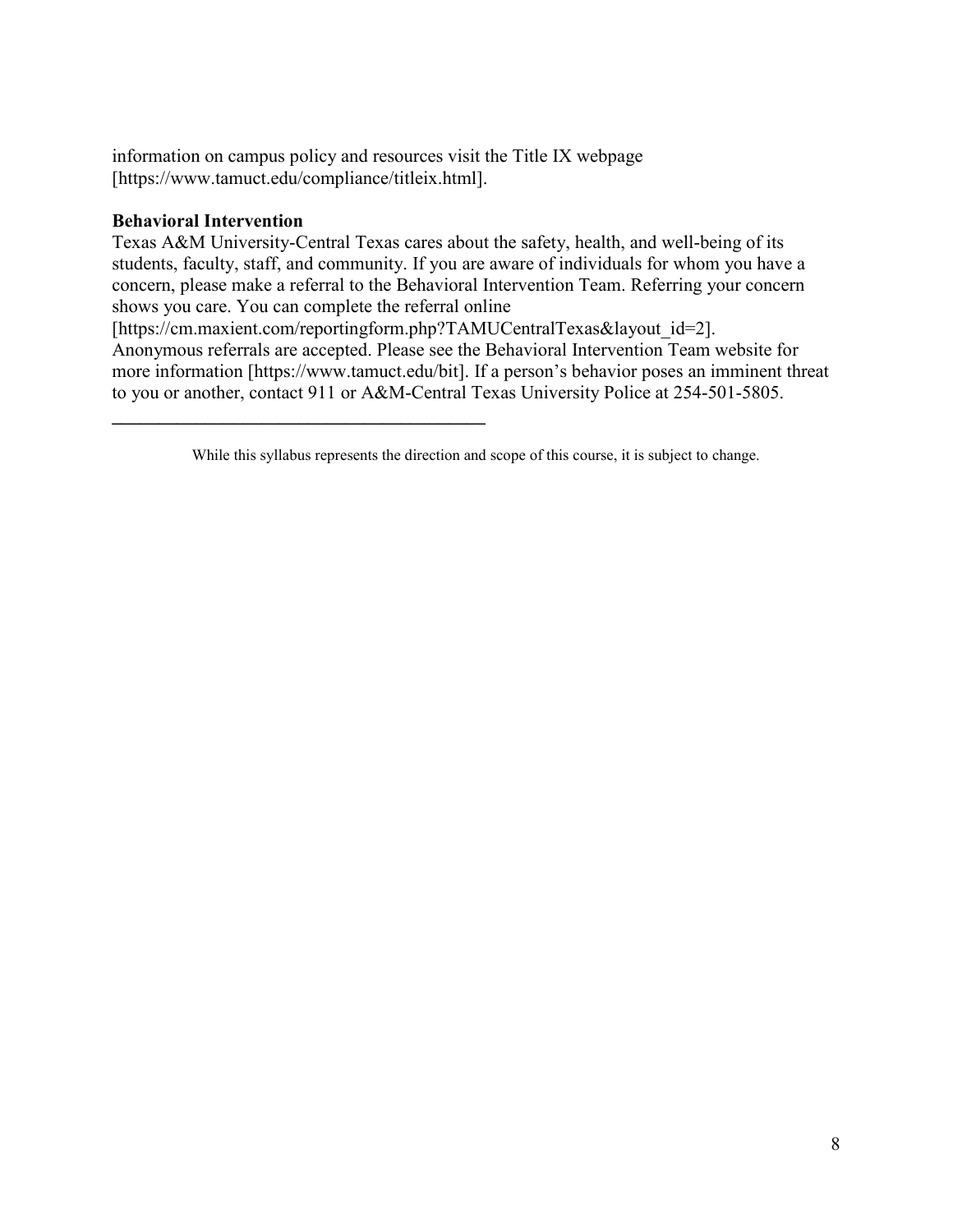information on campus policy and resources visit the Title IX webpage [https://www.tamuct.edu/compliance/titleix.html].

**Behavioral Intervention**

Texas A&M University-Central Texas cares about the safety, health, and well-being of its students, faculty, staff, and community. If you are aware of individuals for whom you have a concern, please make a referral to the Behavioral Intervention Team. Referring your concern shows you care. You can complete the referral online [https://cm.maxient.com/reportingform.php?TAMUCentralTexas&layout_id=2]. Anonymous referrals are accepted. Please see the Behavioral Intervention Team website for more information [https://www.tamuct.edu/bit]. If a person's behavior poses an imminent threat to you or another, contact 911 or A&M-Central Texas University Police at 254-501-5805.

---

While this syllabus represents the direction and scope of this course, it is subject to change.